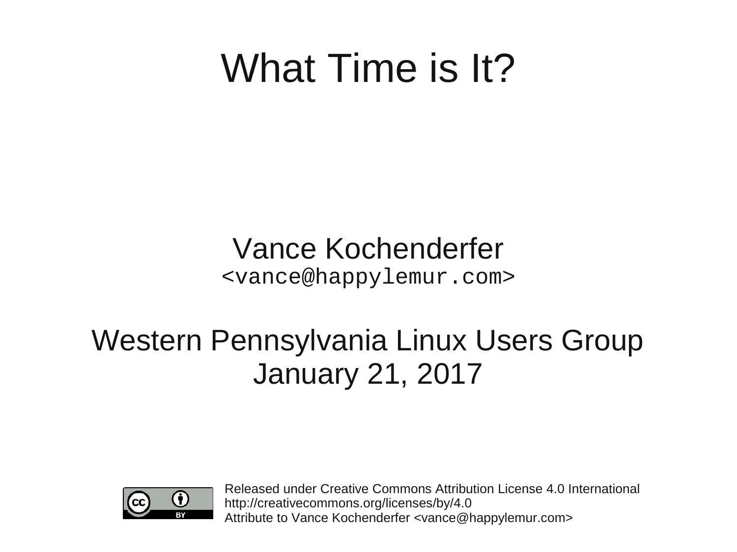# What Time is It?

Vance Kochenderfer
<vance@happylemur.com>

Western Pennsylvania Linux Users Group
January 21, 2017

Released under Creative Commons Attribution License 4.0 International
http://creativecommons.org/licenses/by/4.0
Attribute to Vance Kochenderfer <vance@happylemur.com>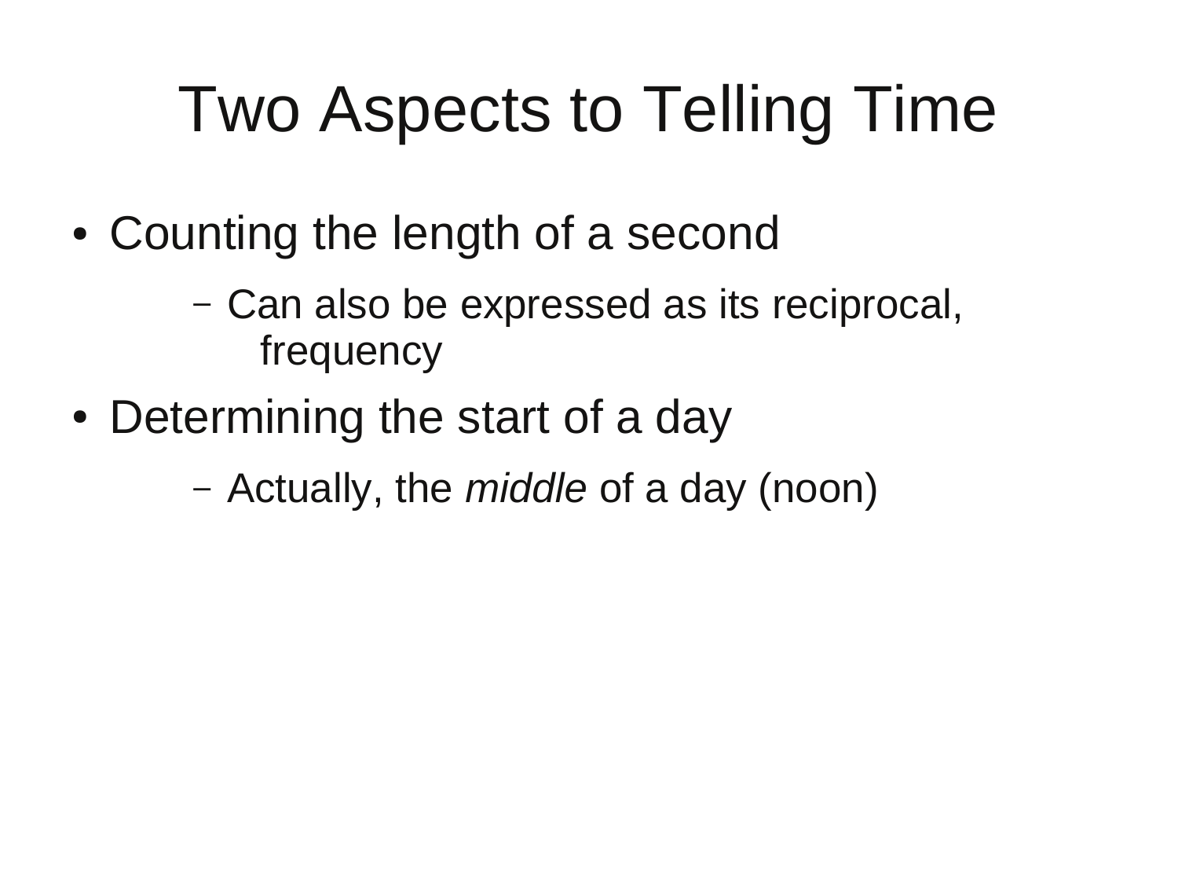# Two Aspects to Telling Time

- Counting the length of a second
  - Can also be expressed as its reciprocal, frequency
- Determining the start of a day
  - Actually, the *middle* of a day (noon)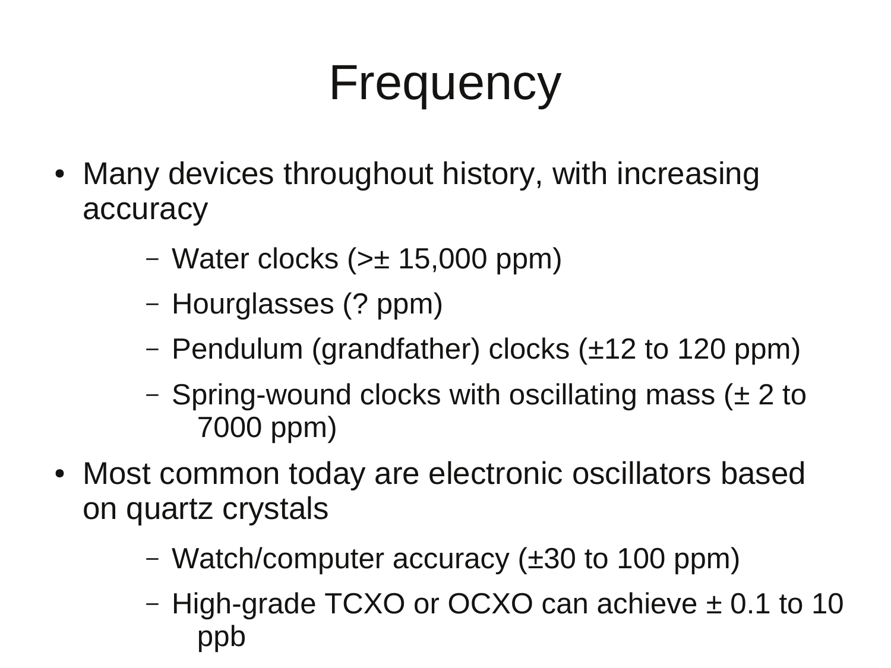# Frequency

- Many devices throughout history, with increasing accuracy
  - Water clocks (>± 15,000 ppm)
  - Hourglasses (? ppm)
  - Pendulum (grandfather) clocks (±12 to 120 ppm)
  - Spring-wound clocks with oscillating mass (± 2 to 7000 ppm)
- Most common today are electronic oscillators based on quartz crystals
  - Watch/computer accuracy (±30 to 100 ppm)
  - High-grade TCXO or OCXO can achieve ± 0.1 to 10 ppb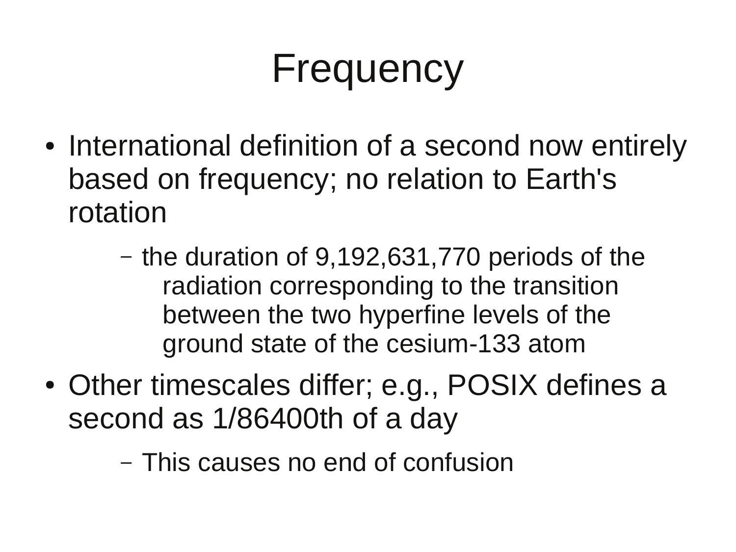# Frequency

- International definition of a second now entirely based on frequency; no relation to Earth's rotation
  - the duration of 9,192,631,770 periods of the radiation corresponding to the transition between the two hyperfine levels of the ground state of the cesium-133 atom
- Other timescales differ; e.g., POSIX defines a second as 1/86400th of a day
  - This causes no end of confusion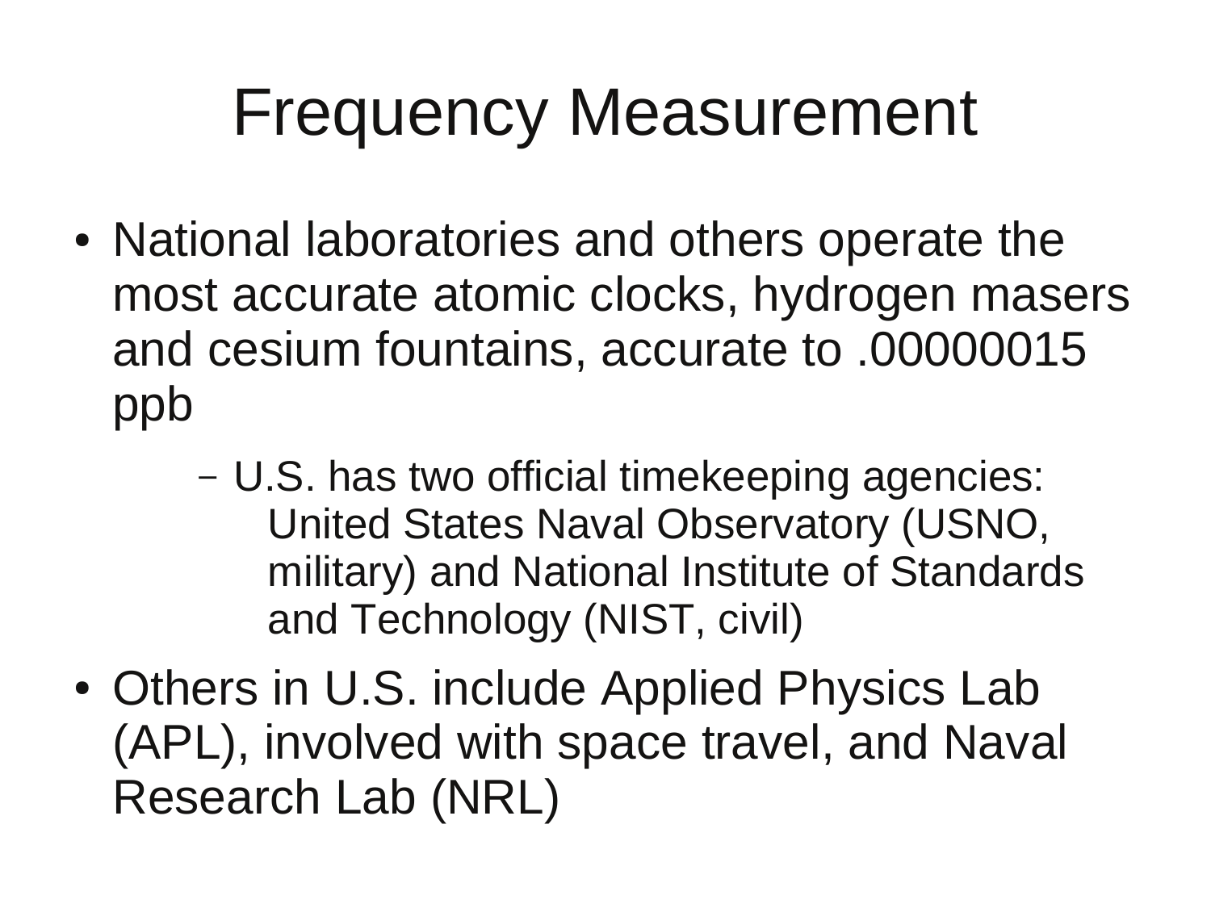# Frequency Measurement

- National laboratories and others operate the most accurate atomic clocks, hydrogen masers and cesium fountains, accurate to .00000015 ppb
  - U.S. has two official timekeeping agencies: United States Naval Observatory (USNO, military) and National Institute of Standards and Technology (NIST, civil)
- Others in U.S. include Applied Physics Lab (APL), involved with space travel, and Naval Research Lab (NRL)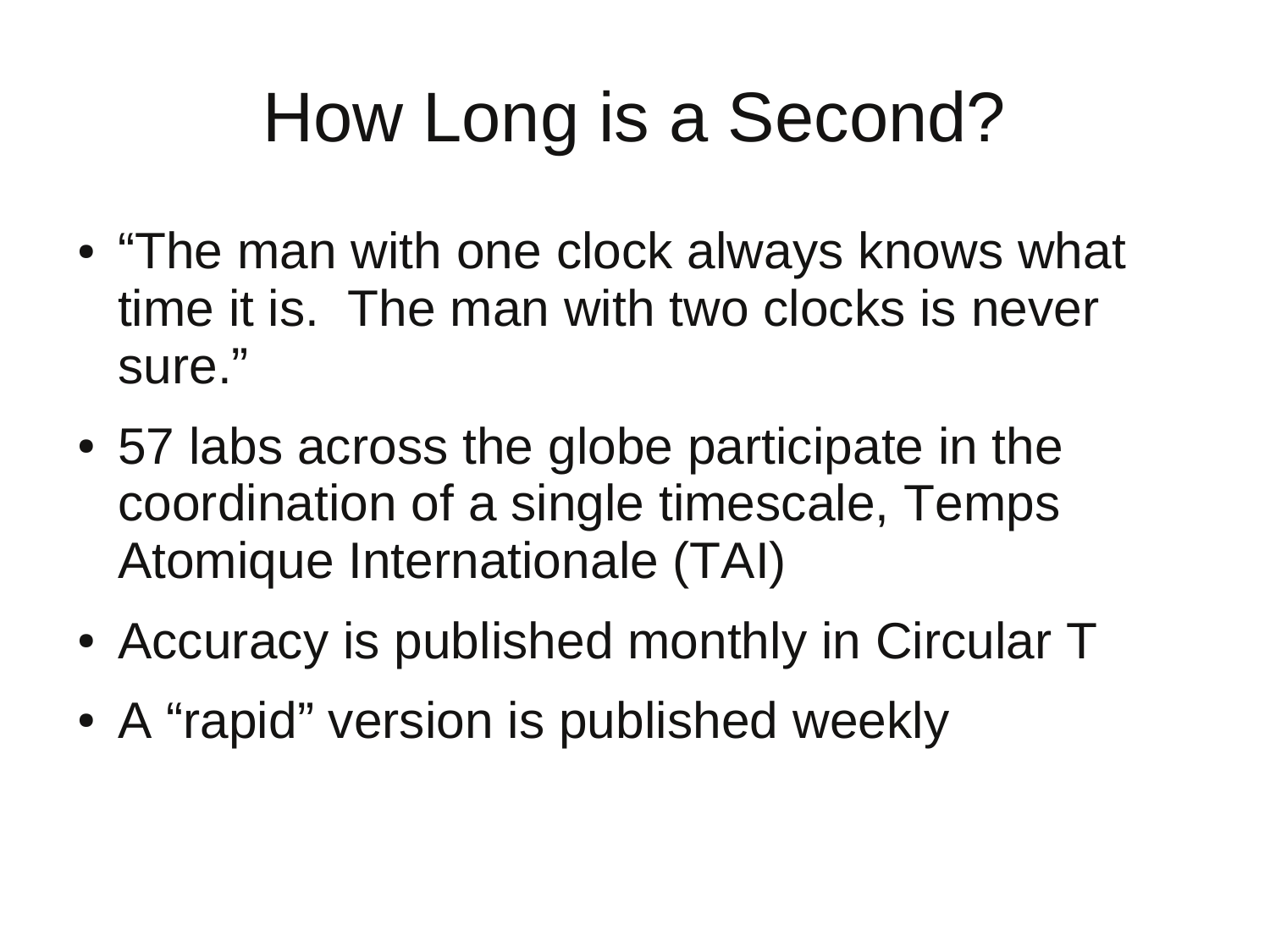# How Long is a Second?

- “The man with one clock always knows what time it is.  The man with two clocks is never sure.”
- 57 labs across the globe participate in the coordination of a single timescale, Temps Atomique Internationale (TAI)
- Accuracy is published monthly in Circular T
- A “rapid” version is published weekly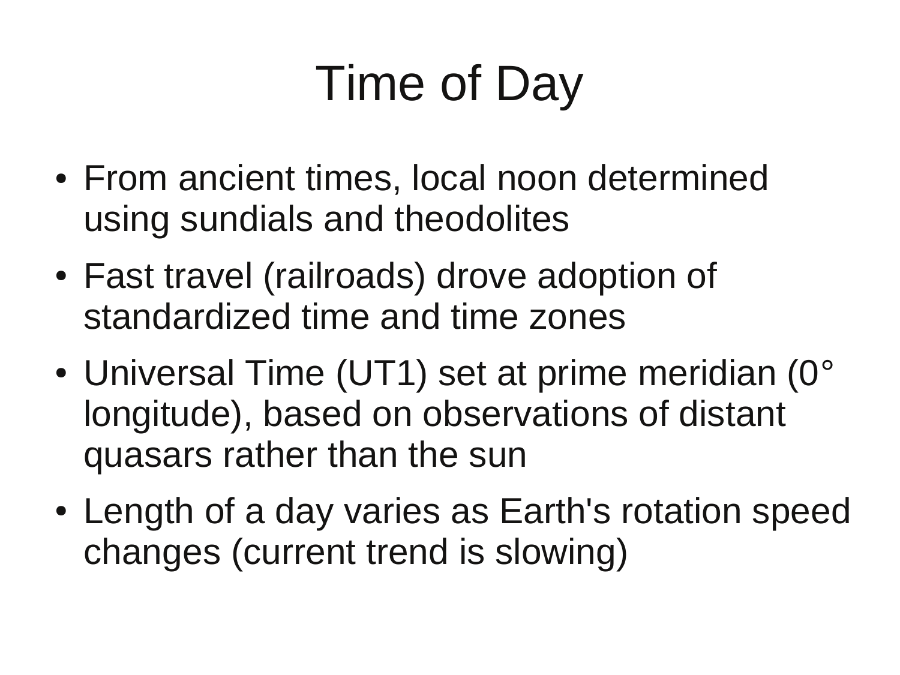# Time of Day

- From ancient times, local noon determined using sundials and theodolites
- Fast travel (railroads) drove adoption of standardized time and time zones
- Universal Time (UT1) set at prime meridian (0° longitude), based on observations of distant quasars rather than the sun
- Length of a day varies as Earth's rotation speed changes (current trend is slowing)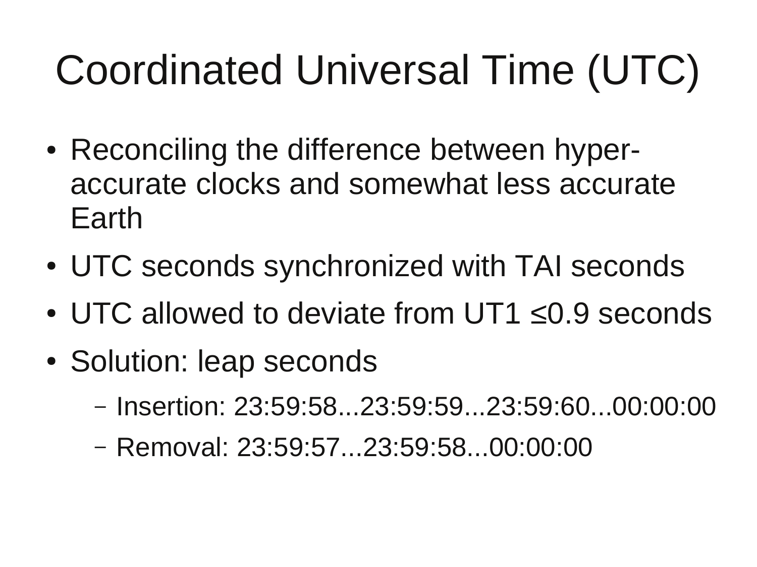# Coordinated Universal Time (UTC)

- Reconciling the difference between hyper-accurate clocks and somewhat less accurate Earth
- UTC seconds synchronized with TAI seconds
- UTC allowed to deviate from UT1 ≤0.9 seconds
- Solution: leap seconds
  - Insertion: 23:59:58...23:59:59...23:59:60...00:00:00
  - Removal: 23:59:57...23:59:58...00:00:00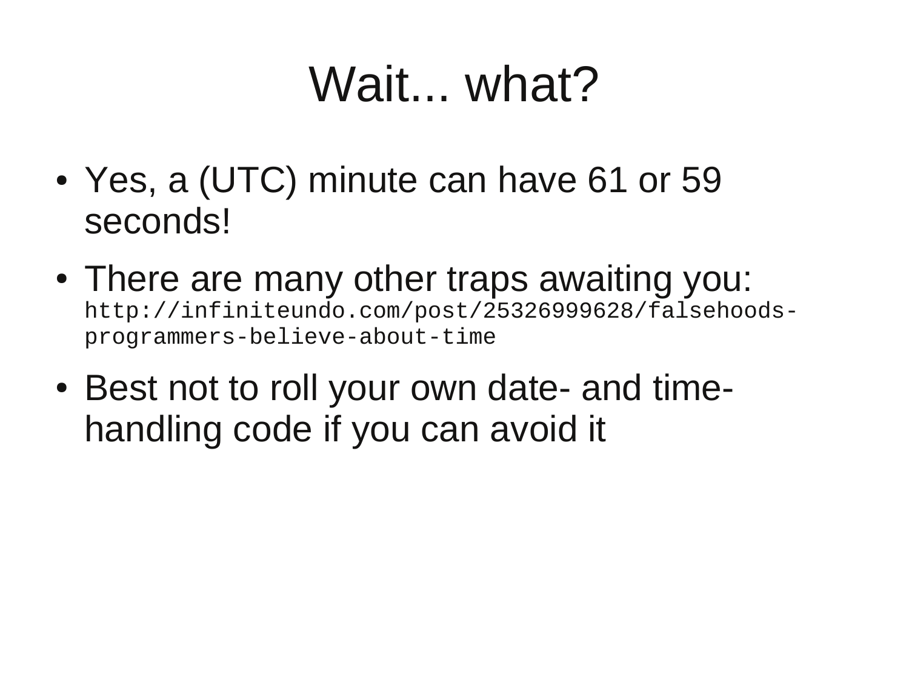# Wait... what?

- Yes, a (UTC) minute can have 61 or 59 seconds!
- There are many other traps awaiting you: `http://infiniteundo.com/post/25326999628/falsehoods-programmers-believe-about-time`
- Best not to roll your own date- and time-handling code if you can avoid it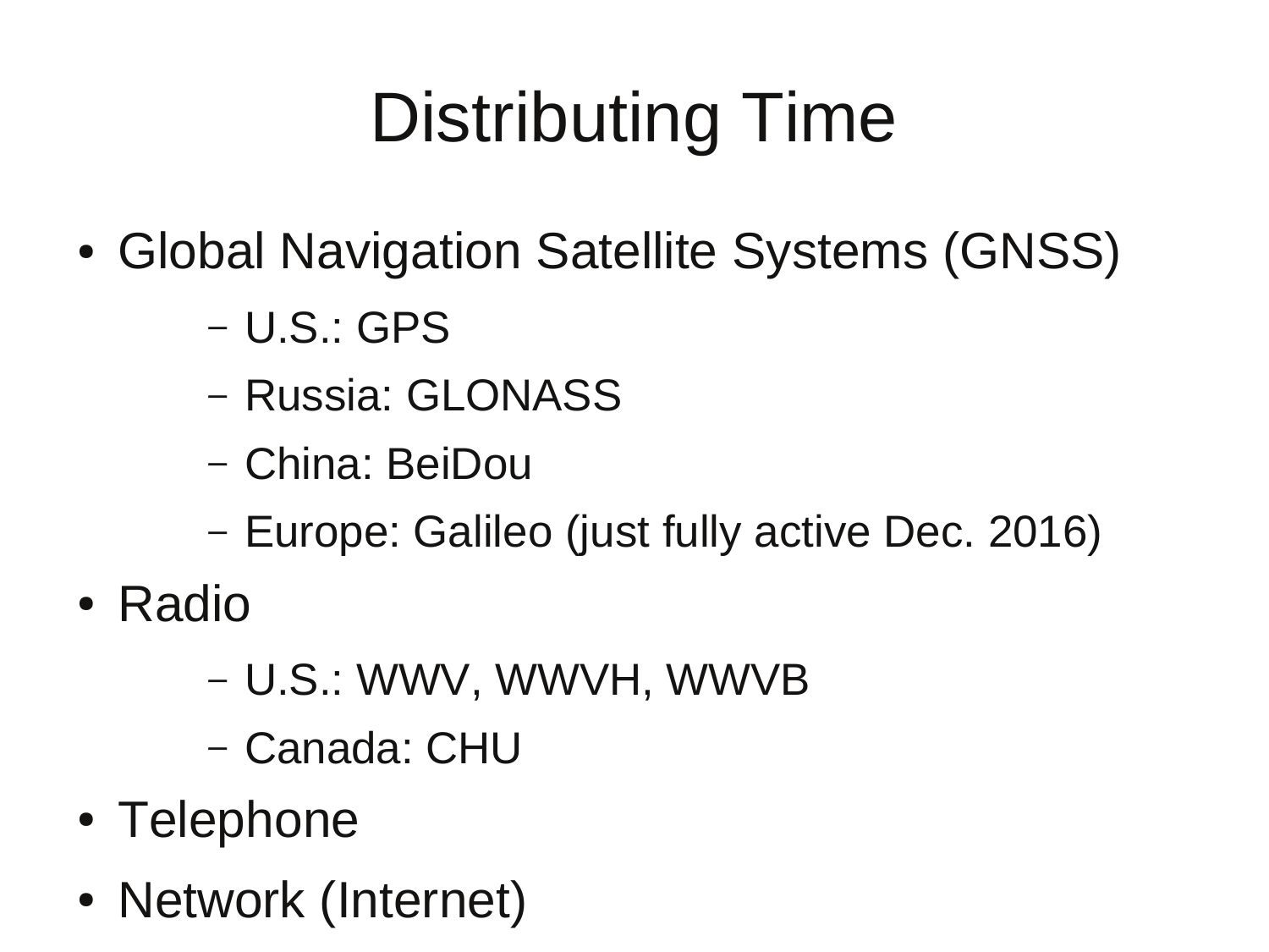# Distributing Time

- Global Navigation Satellite Systems (GNSS)
  - U.S.: GPS
  - Russia: GLONASS
  - China: BeiDou
  - Europe: Galileo (just fully active Dec. 2016)
- Radio
  - U.S.: WWV, WWVH, WWVB
  - Canada: CHU
- Telephone
- Network (Internet)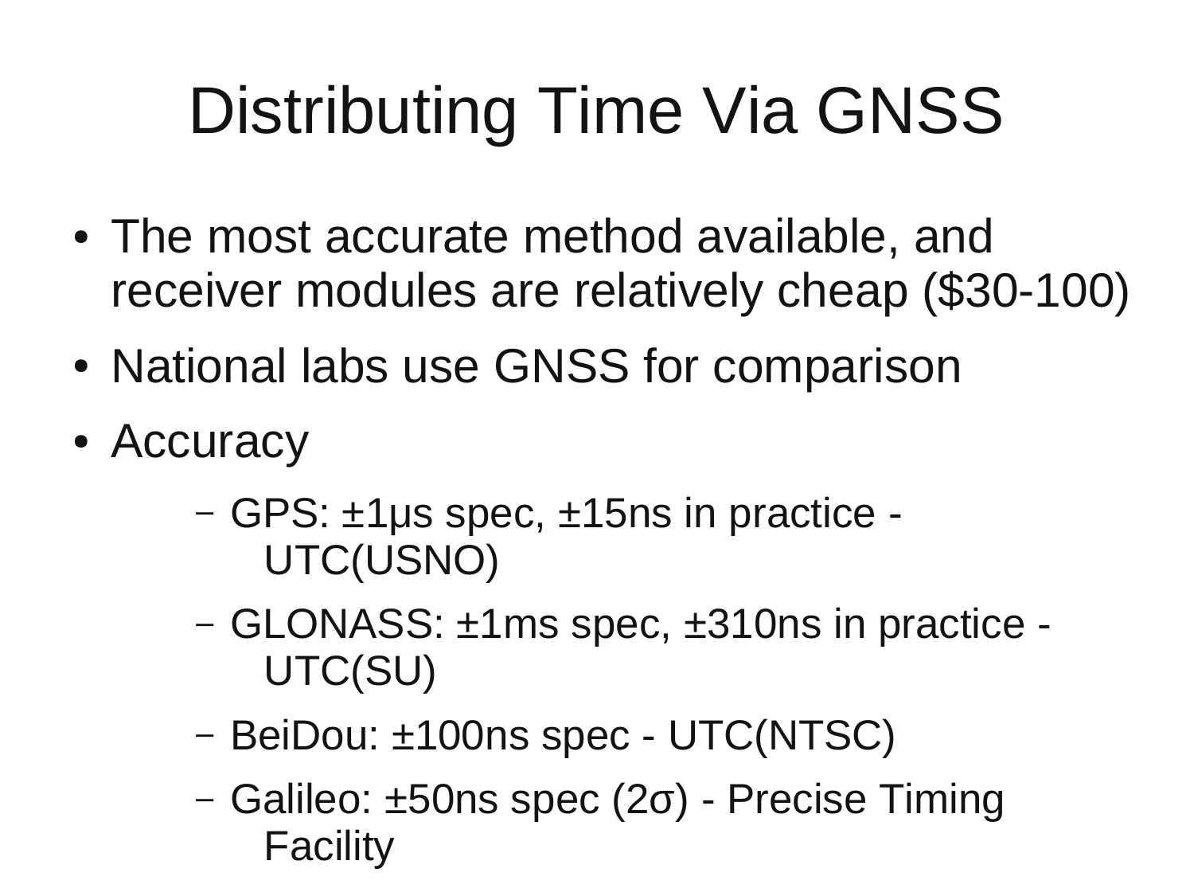# Distributing Time Via GNSS

- The most accurate method available, and receiver modules are relatively cheap ($30-100)
- National labs use GNSS for comparison
- Accuracy
  - GPS: ±1μs spec, ±15ns in practice - UTC(USNO)
  - GLONASS: ±1ms spec, ±310ns in practice - UTC(SU)
  - BeiDou: ±100ns spec - UTC(NTSC)
  - Galileo: ±50ns spec (2σ) - Precise Timing Facility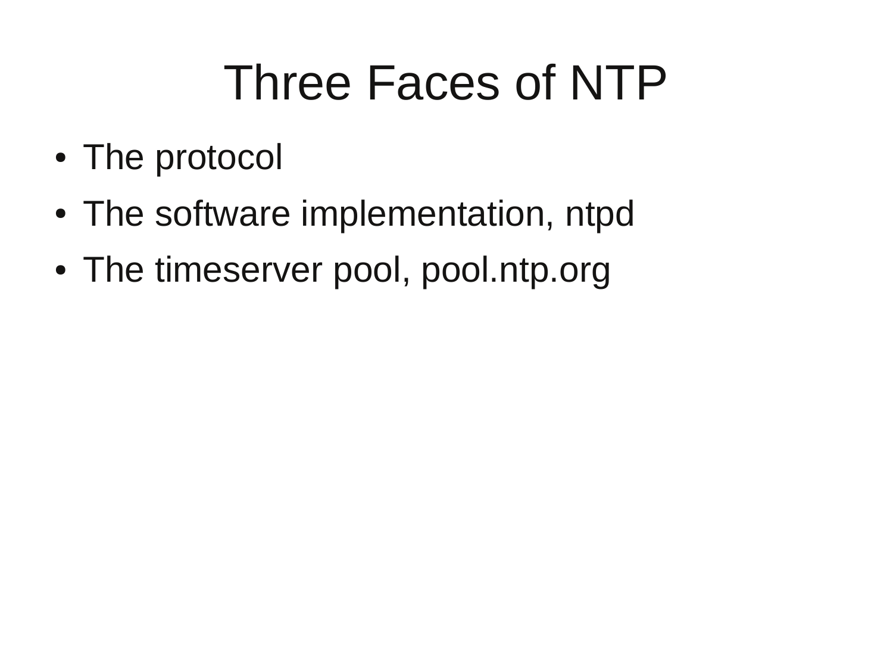# Three Faces of NTP

- The protocol
- The software implementation, ntpd
- The timeserver pool, pool.ntp.org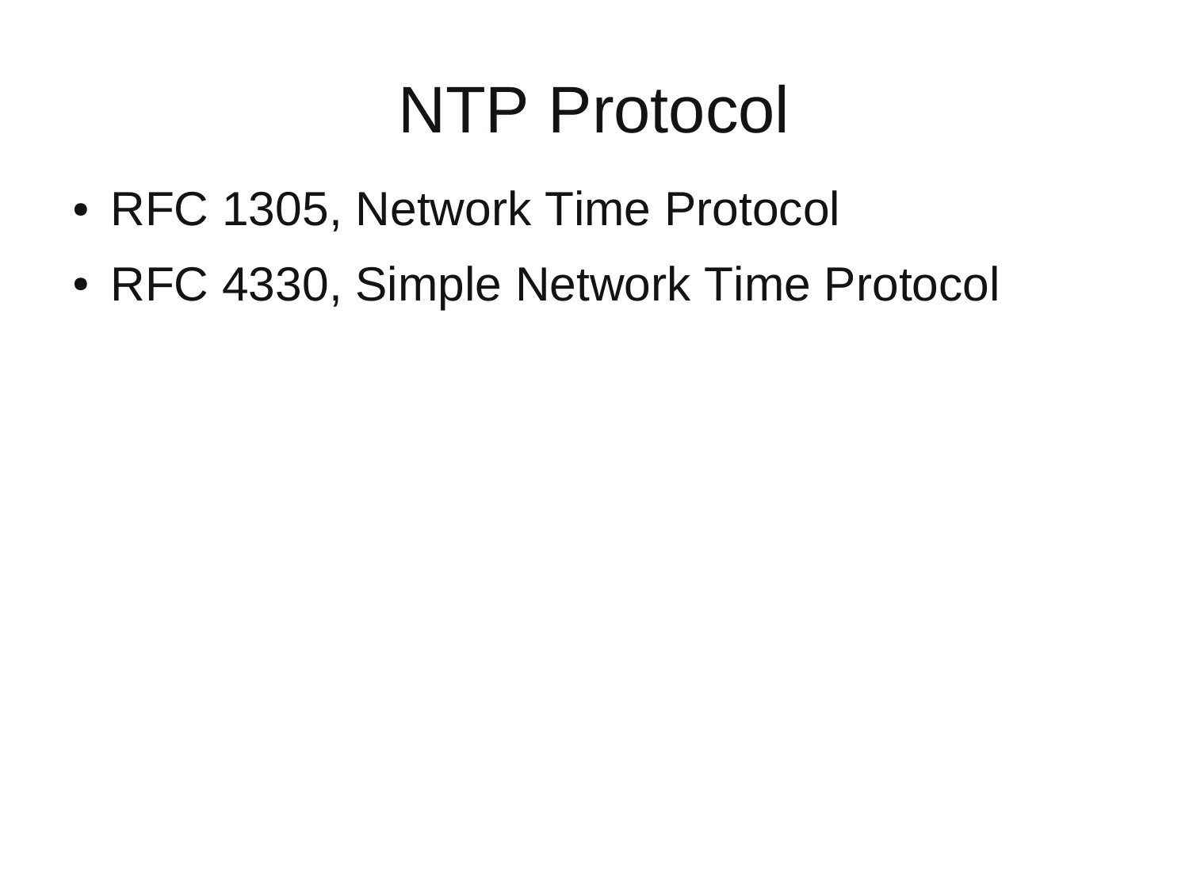# NTP Protocol

- RFC 1305, Network Time Protocol
- RFC 4330, Simple Network Time Protocol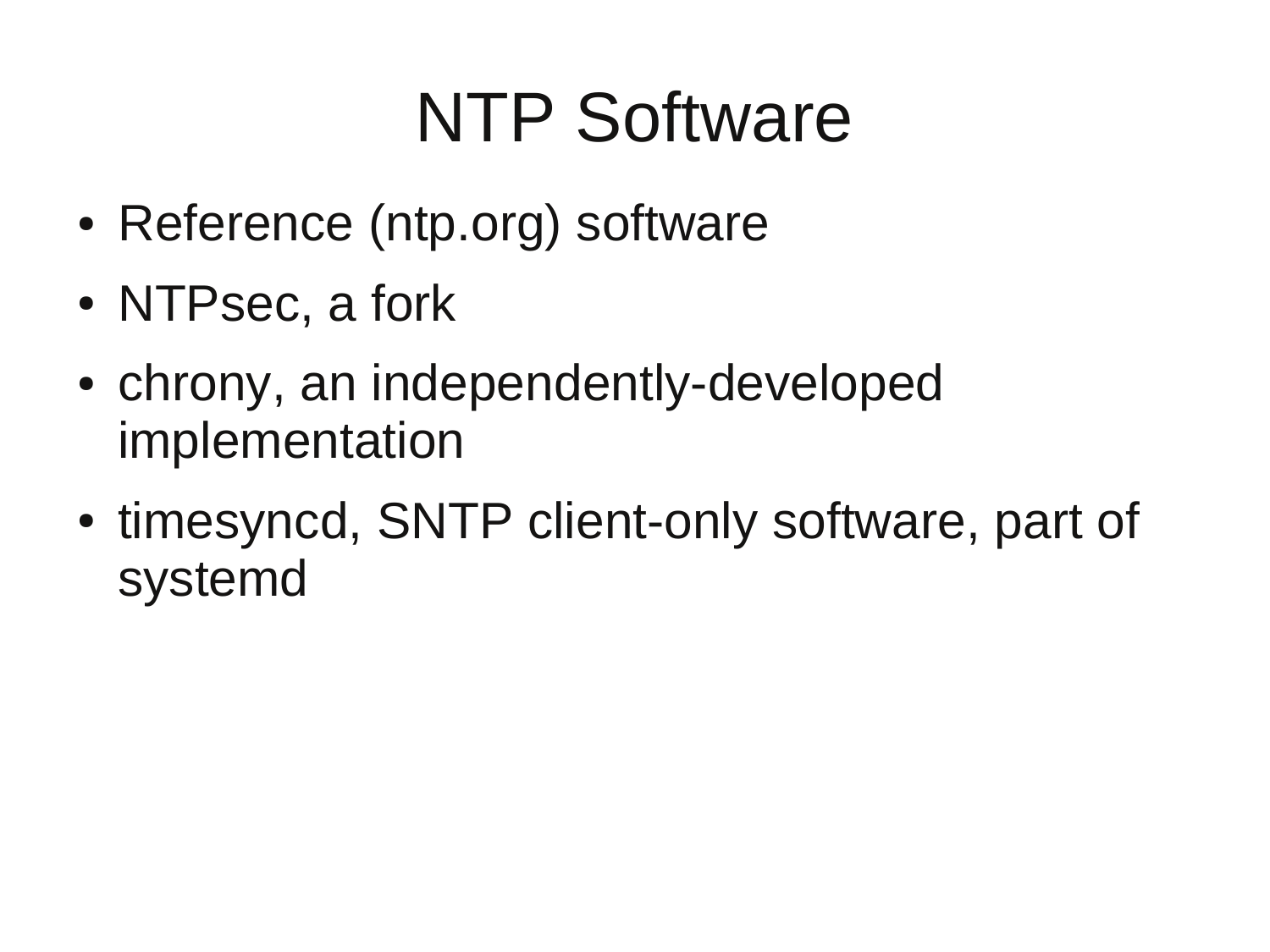# NTP Software

- Reference (ntp.org) software
- NTPsec, a fork
- chrony, an independently-developed implementation
- timesyncd, SNTP client-only software, part of systemd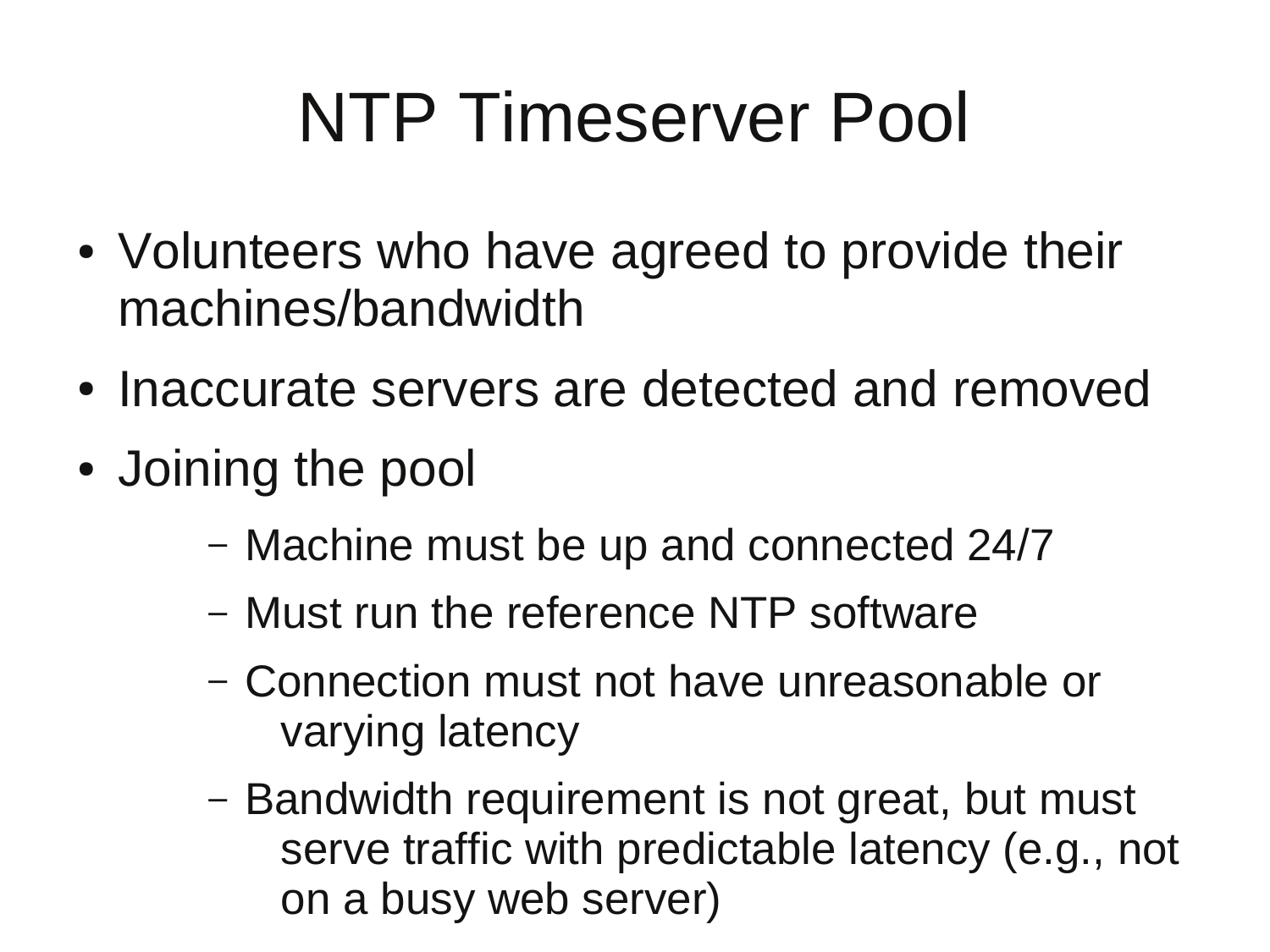# NTP Timeserver Pool

- Volunteers who have agreed to provide their machines/bandwidth
- Inaccurate servers are detected and removed
- Joining the pool
  - Machine must be up and connected 24/7
  - Must run the reference NTP software
  - Connection must not have unreasonable or varying latency
  - Bandwidth requirement is not great, but must serve traffic with predictable latency (e.g., not on a busy web server)